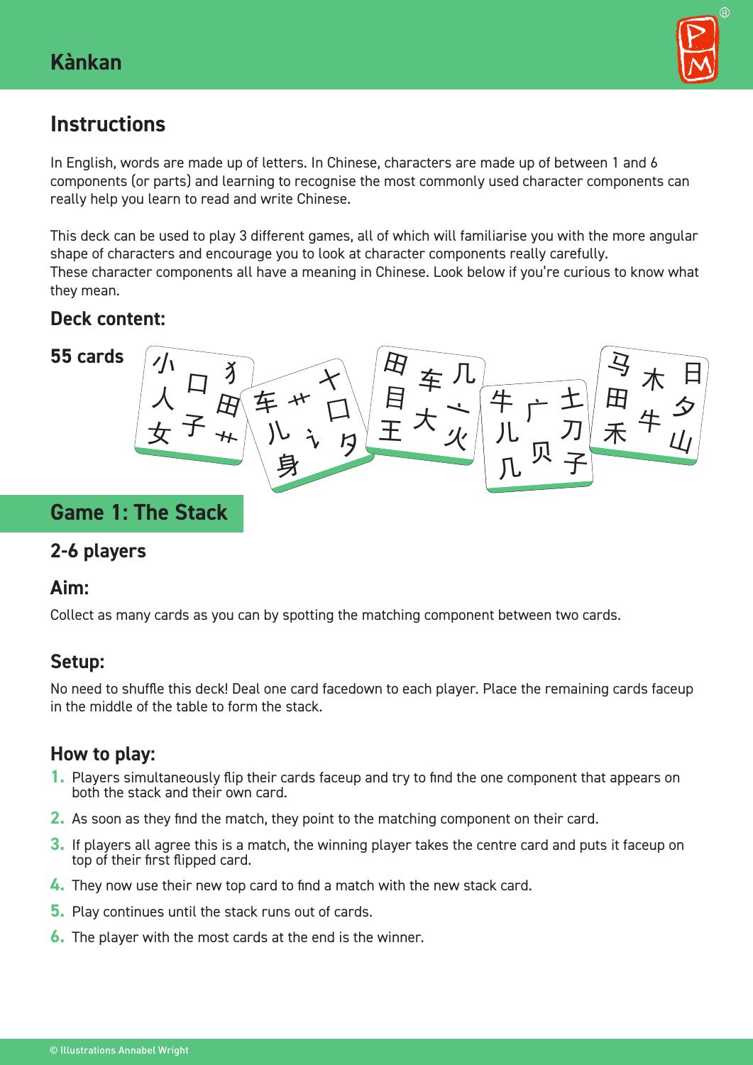# Kànkan

## Instructions

In English, words are made up of letters. In Chinese, characters are made up of between 1 and 6 components (or parts) and learning to recognise the most commonly used character components can really help you learn to read and write Chinese.

This deck can be used to play 3 different games, all of which will familiarise you with the more angular shape of characters and encourage you to look at character components really carefully.
These character components all have a meaning in Chinese. Look below if you're curious to know what they mean.

### Deck content:

**55 cards**

## Game 1: The Stack

### 2-6 players

### Aim:

Collect as many cards as you can by spotting the matching component between two cards.

### Setup:

No need to shuffle this deck! Deal one card facedown to each player. Place the remaining cards faceup in the middle of the table to form the stack.

### How to play:

1. Players simultaneously flip their cards faceup and try to find the one component that appears on both the stack and their own card.
2. As soon as they find the match, they point to the matching component on their card.
3. If players all agree this is a match, the winning player takes the centre card and puts it faceup on top of their first flipped card.
4. They now use their new top card to find a match with the new stack card.
5. Play continues until the stack runs out of cards.
6. The player with the most cards at the end is the winner.

© Illustrations Annabel Wright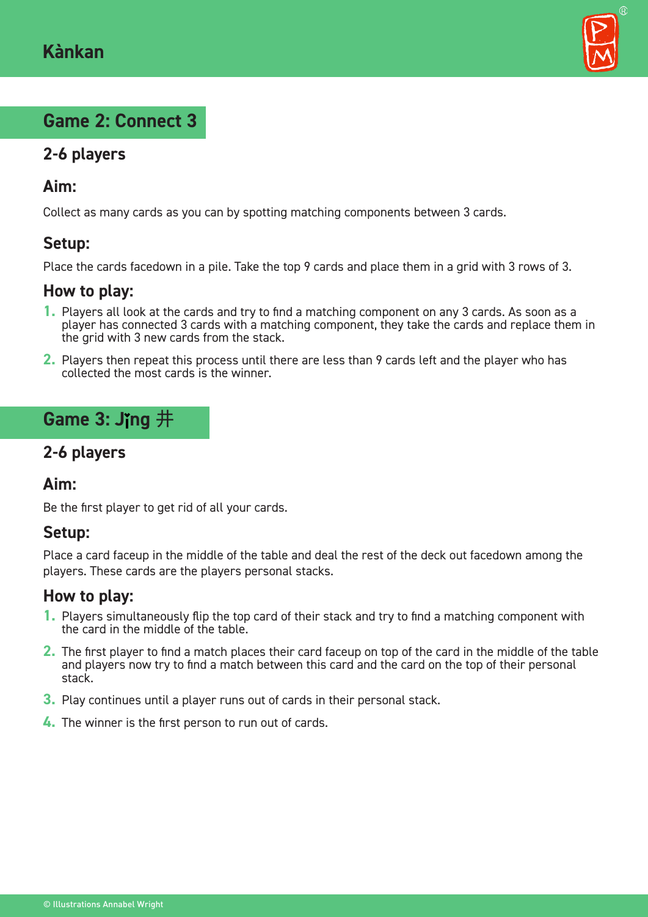# Kànkan

## Game 2: Connect 3

### 2-6 players

### Aim:

Collect as many cards as you can by spotting matching components between 3 cards.

### Setup:

Place the cards facedown in a pile. Take the top 9 cards and place them in a grid with 3 rows of 3.

### How to play:

1. Players all look at the cards and try to find a matching component on any 3 cards. As soon as a player has connected 3 cards with a matching component, they take the cards and replace them in the grid with 3 new cards from the stack.
2. Players then repeat this process until there are less than 9 cards left and the player who has collected the most cards is the winner.

## Game 3: Jǐng 井

### 2-6 players

### Aim:

Be the first player to get rid of all your cards.

### Setup:

Place a card faceup in the middle of the table and deal the rest of the deck out facedown among the players. These cards are the players personal stacks.

### How to play:

1. Players simultaneously flip the top card of their stack and try to find a matching component with the card in the middle of the table.
2. The first player to find a match places their card faceup on top of the card in the middle of the table and players now try to find a match between this card and the card on the top of their personal stack.
3. Play continues until a player runs out of cards in their personal stack.
4. The winner is the first person to run out of cards.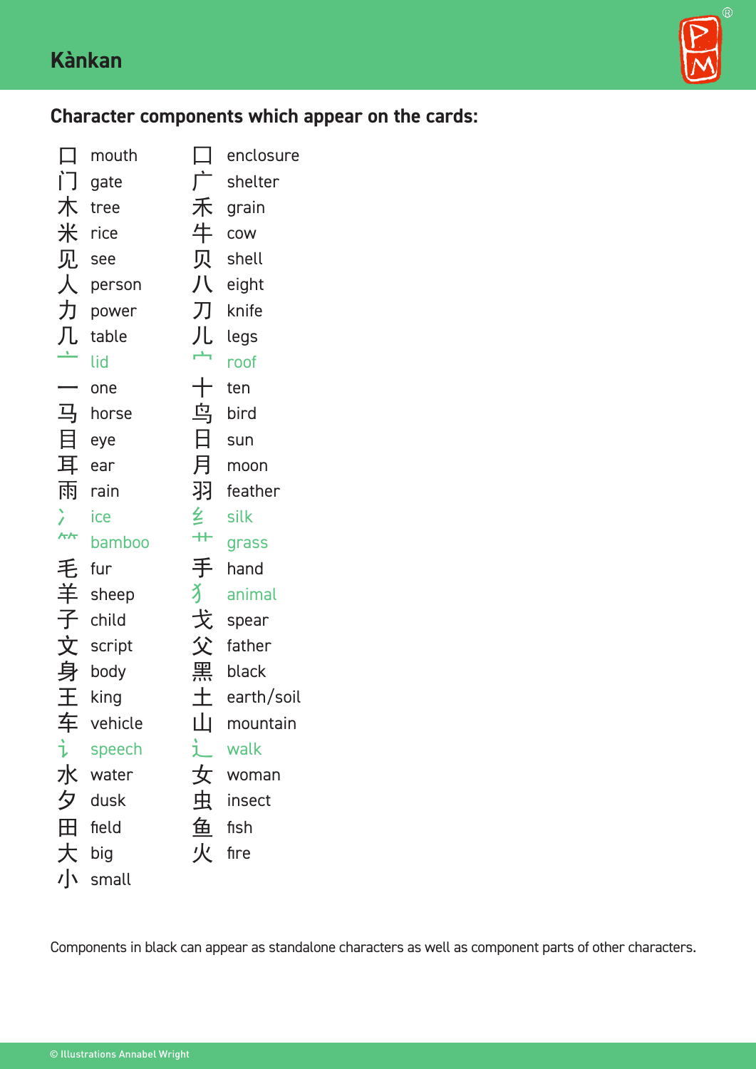## Kànkan

### Character components which appear on the cards:

| | | | |
|---|---|---|---|
| 口 | mouth | 囗 | enclosure |
| 门 | gate | 广 | shelter |
| 木 | tree | 禾 | grain |
| 米 | rice | 牛 | cow |
| 见 | see | 贝 | shell |
| 人 | person | 八 | eight |
| 力 | power | 刀 | knife |
| 几 | table | 儿 | legs |
| 亠 | lid | 宀 | roof |
| 一 | one | 十 | ten |
| 马 | horse | 鸟 | bird |
| 目 | eye | 日 | sun |
| 耳 | ear | 月 | moon |
| 雨 | rain | 羽 | feather |
| 冫 | ice | 纟 | silk |
| ⺮ | bamboo | 艹 | grass |
| 毛 | fur | 手 | hand |
| 羊 | sheep | 犭 | animal |
| 子 | child | 戈 | spear |
| 文 | script | 父 | father |
| 身 | body | 黑 | black |
| 王 | king | 土 | earth/soil |
| 车 | vehicle | 山 | mountain |
| 讠 | speech | 辶 | walk |
| 水 | water | 女 | woman |
| 夕 | dusk | 虫 | insect |
| 田 | field | 鱼 | fish |
| 大 | big | 火 | fire |
| 小 | small | | |

Components in black can appear as standalone characters as well as component parts of other characters.

© Illustrations Annabel Wright